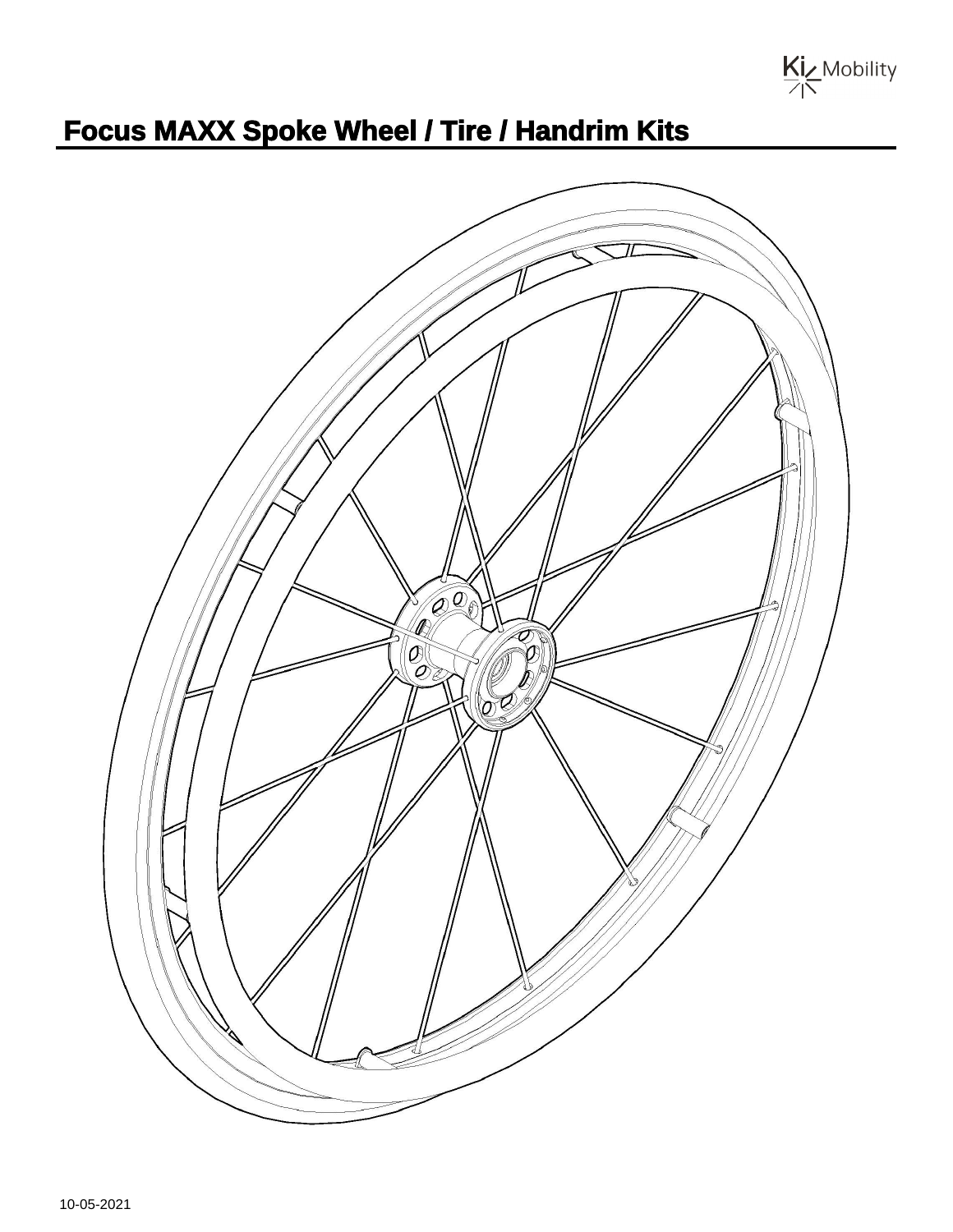# Focus MAXX Spoke Wheel / Tire / Handrim Kits

10-05-2021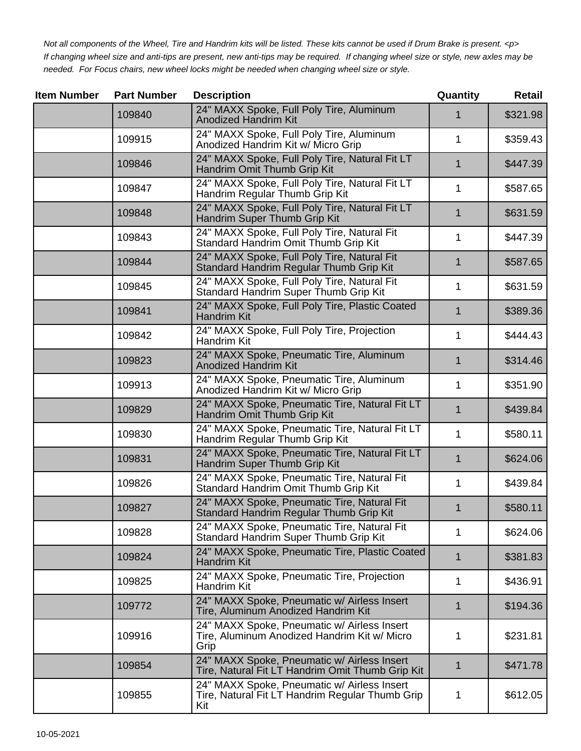*Not all components of the Wheel, Tire and Handrim kits will be listed. These kits cannot be used if Drum Brake is present. <p> If changing wheel size and anti-tips are present, new anti-tips may be required. If changing wheel size or style, new axles may be needed. For Focus chairs, new wheel locks might be needed when changing wheel size or style.*

| Item Number | Part Number | Description | Quantity | Retail |
|---|---|---|---|---|
| | 109840 | 24" MAXX Spoke, Full Poly Tire, Aluminum Anodized Handrim Kit | 1 | $321.98 |
| | 109915 | 24" MAXX Spoke, Full Poly Tire, Aluminum Anodized Handrim Kit w/ Micro Grip | 1 | $359.43 |
| | 109846 | 24" MAXX Spoke, Full Poly Tire, Natural Fit LT Handrim Omit Thumb Grip Kit | 1 | $447.39 |
| | 109847 | 24" MAXX Spoke, Full Poly Tire, Natural Fit LT Handrim Regular Thumb Grip Kit | 1 | $587.65 |
| | 109848 | 24" MAXX Spoke, Full Poly Tire, Natural Fit LT Handrim Super Thumb Grip Kit | 1 | $631.59 |
| | 109843 | 24" MAXX Spoke, Full Poly Tire, Natural Fit Standard Handrim Omit Thumb Grip Kit | 1 | $447.39 |
| | 109844 | 24" MAXX Spoke, Full Poly Tire, Natural Fit Standard Handrim Regular Thumb Grip Kit | 1 | $587.65 |
| | 109845 | 24" MAXX Spoke, Full Poly Tire, Natural Fit Standard Handrim Super Thumb Grip Kit | 1 | $631.59 |
| | 109841 | 24" MAXX Spoke, Full Poly Tire, Plastic Coated Handrim Kit | 1 | $389.36 |
| | 109842 | 24" MAXX Spoke, Full Poly Tire, Projection Handrim Kit | 1 | $444.43 |
| | 109823 | 24" MAXX Spoke, Pneumatic Tire, Aluminum Anodized Handrim Kit | 1 | $314.46 |
| | 109913 | 24" MAXX Spoke, Pneumatic Tire, Aluminum Anodized Handrim Kit w/ Micro Grip | 1 | $351.90 |
| | 109829 | 24" MAXX Spoke, Pneumatic Tire, Natural Fit LT Handrim Omit Thumb Grip Kit | 1 | $439.84 |
| | 109830 | 24" MAXX Spoke, Pneumatic Tire, Natural Fit LT Handrim Regular Thumb Grip Kit | 1 | $580.11 |
| | 109831 | 24" MAXX Spoke, Pneumatic Tire, Natural Fit LT Handrim Super Thumb Grip Kit | 1 | $624.06 |
| | 109826 | 24" MAXX Spoke, Pneumatic Tire, Natural Fit Standard Handrim Omit Thumb Grip Kit | 1 | $439.84 |
| | 109827 | 24" MAXX Spoke, Pneumatic Tire, Natural Fit Standard Handrim Regular Thumb Grip Kit | 1 | $580.11 |
| | 109828 | 24" MAXX Spoke, Pneumatic Tire, Natural Fit Standard Handrim Super Thumb Grip Kit | 1 | $624.06 |
| | 109824 | 24" MAXX Spoke, Pneumatic Tire, Plastic Coated Handrim Kit | 1 | $381.83 |
| | 109825 | 24" MAXX Spoke, Pneumatic Tire, Projection Handrim Kit | 1 | $436.91 |
| | 109772 | 24" MAXX Spoke, Pneumatic w/ Airless Insert Tire, Aluminum Anodized Handrim Kit | 1 | $194.36 |
| | 109916 | 24" MAXX Spoke, Pneumatic w/ Airless Insert Tire, Aluminum Anodized Handrim Kit w/ Micro Grip | 1 | $231.81 |
| | 109854 | 24" MAXX Spoke, Pneumatic w/ Airless Insert Tire, Natural Fit LT Handrim Omit Thumb Grip Kit | 1 | $471.78 |
| | 109855 | 24" MAXX Spoke, Pneumatic w/ Airless Insert Tire, Natural Fit LT Handrim Regular Thumb Grip Kit | 1 | $612.05 |

10-05-2021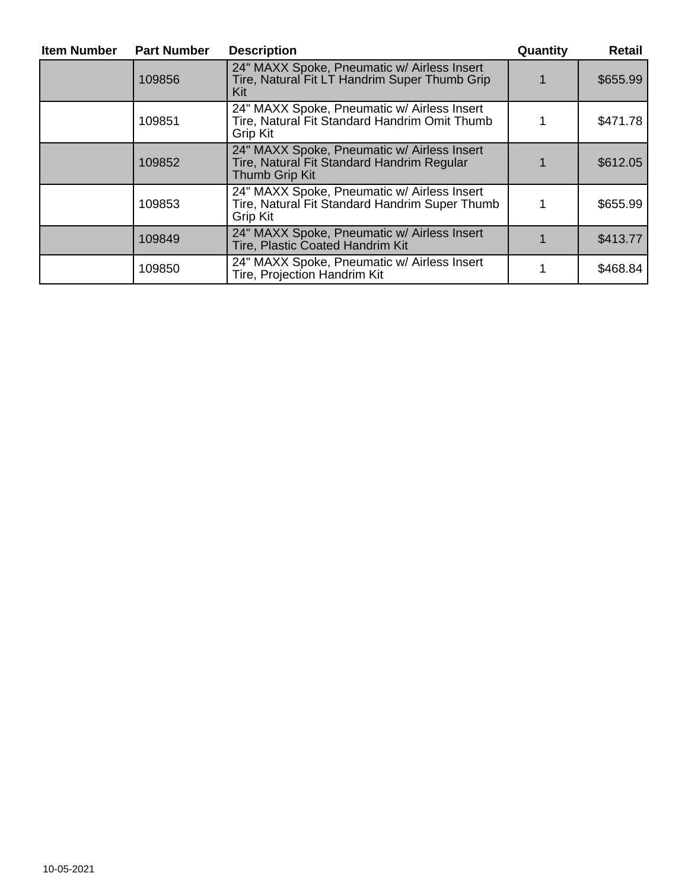| Item Number | Part Number | Description | Quantity | Retail |
|---|---|---|---|---|
| | 109856 | 24" MAXX Spoke, Pneumatic w/ Airless Insert Tire, Natural Fit LT Handrim Super Thumb Grip Kit | 1 | $655.99 |
| | 109851 | 24" MAXX Spoke, Pneumatic w/ Airless Insert Tire, Natural Fit Standard Handrim Omit Thumb Grip Kit | 1 | $471.78 |
| | 109852 | 24" MAXX Spoke, Pneumatic w/ Airless Insert Tire, Natural Fit Standard Handrim Regular Thumb Grip Kit | 1 | $612.05 |
| | 109853 | 24" MAXX Spoke, Pneumatic w/ Airless Insert Tire, Natural Fit Standard Handrim Super Thumb Grip Kit | 1 | $655.99 |
| | 109849 | 24" MAXX Spoke, Pneumatic w/ Airless Insert Tire, Plastic Coated Handrim Kit | 1 | $413.77 |
| | 109850 | 24" MAXX Spoke, Pneumatic w/ Airless Insert Tire, Projection Handrim Kit | 1 | $468.84 |

10-05-2021